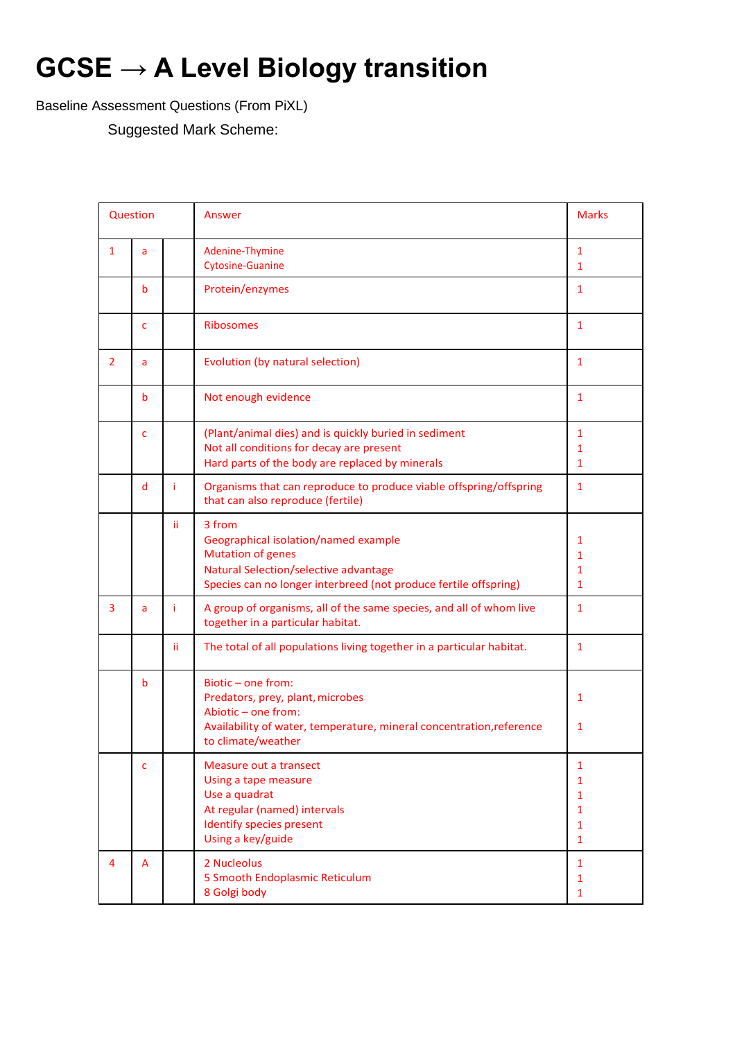# GCSE → A Level Biology transition

Baseline Assessment Questions (From PiXL)

Suggested Mark Scheme:

| Question | | | Answer | Marks |
|---|---|---|---|---|
| 1 | a | | Adenine-Thymine<br>Cytosine-Guanine | 1<br>1 |
| | b | | Protein/enzymes | 1 |
| | c | | Ribosomes | 1 |
| 2 | a | | Evolution (by natural selection) | 1 |
| | b | | Not enough evidence | 1 |
| | c | | (Plant/animal dies) and is quickly buried in sediment<br>Not all conditions for decay are present<br>Hard parts of the body are replaced by minerals | 1<br>1<br>1 |
| | d | i | Organisms that can reproduce to produce viable offspring/offspring that can also reproduce (fertile) | 1 |
| | | ii | 3 from<br>Geographical isolation/named example<br>Mutation of genes<br>Natural Selection/selective advantage<br>Species can no longer interbreed (not produce fertile offspring) | <br>1<br>1<br>1<br>1 |
| 3 | a | i | A group of organisms, all of the same species, and all of whom live together in a particular habitat. | 1 |
| | | ii | The total of all populations living together in a particular habitat. | 1 |
| | b | | Biotic – one from:<br>Predators, prey, plant, microbes<br>Abiotic – one from:<br>Availability of water, temperature, mineral concentration,reference to climate/weather | <br>1<br><br>1 |
| | c | | Measure out a transect<br>Using a tape measure<br>Use a quadrat<br>At regular (named) intervals<br>Identify species present<br>Using a key/guide | 1<br>1<br>1<br>1<br>1<br>1 |
| 4 | A | | 2 Nucleolus<br>5 Smooth Endoplasmic Reticulum<br>8 Golgi body | 1<br>1<br>1 |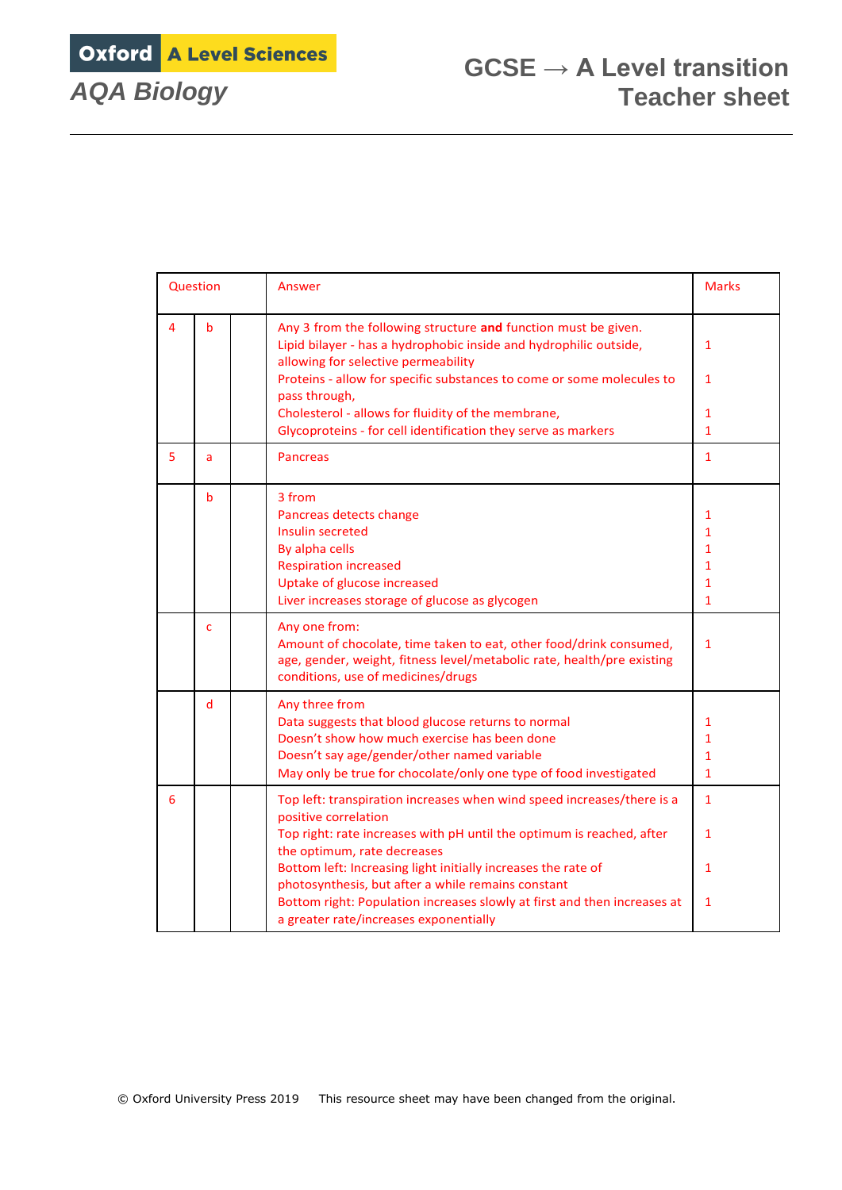| Question | | | Answer | Marks |
|---|---|---|---|---|
| 4 | b | | Any 3 from the following structure **and** function must be given.<br>Lipid bilayer - has a hydrophobic inside and hydrophilic outside, allowing for selective permeability<br>Proteins - allow for specific substances to come or some molecules to pass through,<br>Cholesterol - allows for fluidity of the membrane,<br>Glycoproteins - for cell identification they serve as markers | <br>1<br><br>1<br><br>1<br>1 |
| 5 | a | | Pancreas | 1 |
| | b | | 3 from<br>Pancreas detects change<br>Insulin secreted<br>By alpha cells<br>Respiration increased<br>Uptake of glucose increased<br>Liver increases storage of glucose as glycogen | <br>1<br>1<br>1<br>1<br>1<br>1 |
| | c | | Any one from:<br>Amount of chocolate, time taken to eat, other food/drink consumed, age, gender, weight, fitness level/metabolic rate, health/pre existing conditions, use of medicines/drugs | <br>1 |
| | d | | Any three from<br>Data suggests that blood glucose returns to normal<br>Doesn't show how much exercise has been done<br>Doesn't say age/gender/other named variable<br>May only be true for chocolate/only one type of food investigated | <br>1<br>1<br>1<br>1 |
| 6 | | | Top left: transpiration increases when wind speed increases/there is a positive correlation<br>Top right: rate increases with pH until the optimum is reached, after the optimum, rate decreases<br>Bottom left: Increasing light initially increases the rate of photosynthesis, but after a while remains constant<br>Bottom right: Population increases slowly at first and then increases at a greater rate/increases exponentially | 1<br><br>1<br><br>1<br><br>1 |

© Oxford University Press 2019 This resource sheet may have been changed from the original.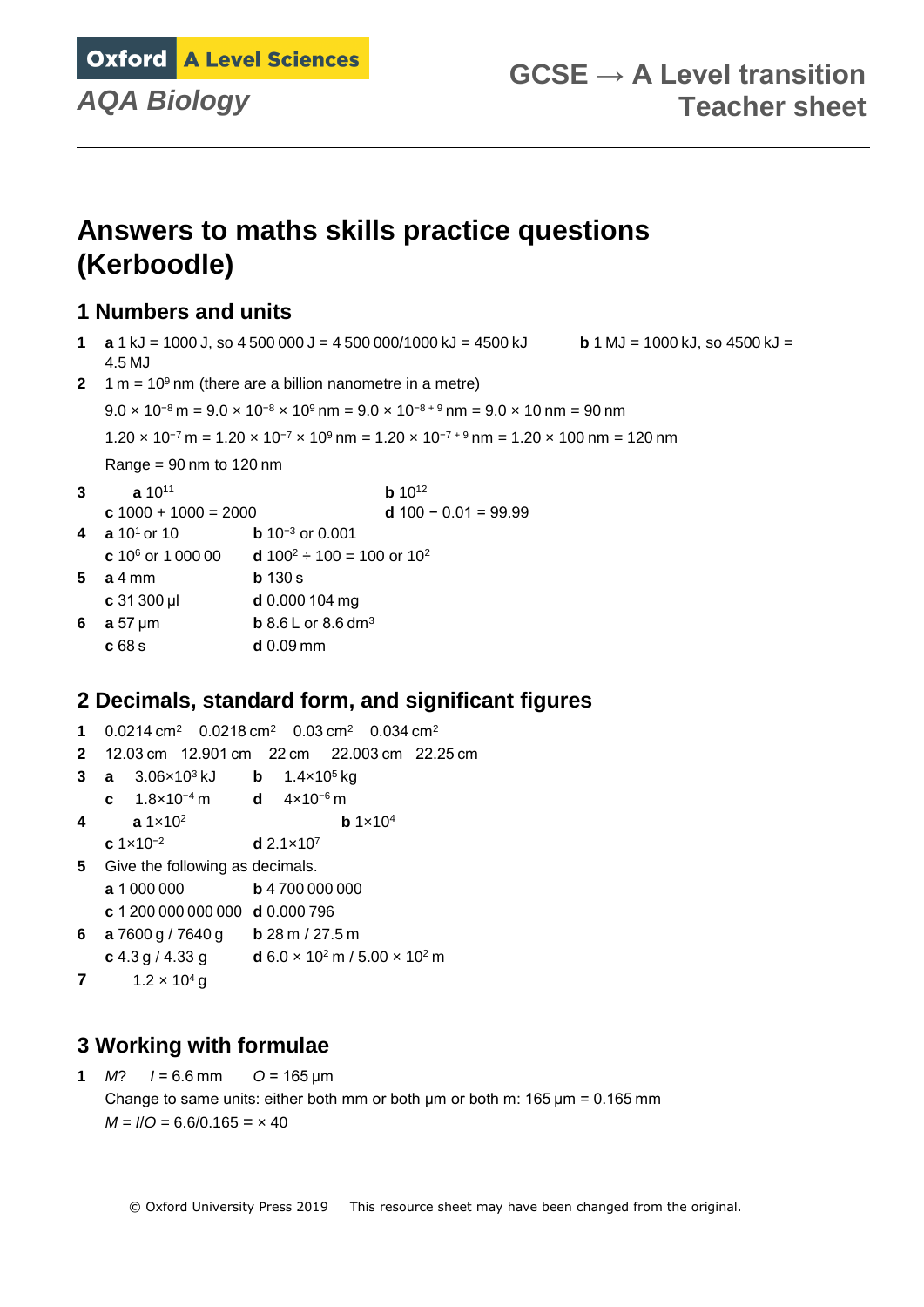# Answers to maths skills practice questions (Kerboodle)

## 1 Numbers and units

1. **a** 1 kJ = 1000 J, so 4 500 000 J = 4 500 000/1000 kJ = 4500 kJ **b** 1 MJ = 1000 kJ, so 4500 kJ = 4.5 MJ
2. 1 m = $10^9$ nm (there are a billion nanometre in a metre)

   $9.0 \times 10^{-8}$ m = $9.0 \times 10^{-8} \times 10^9$ nm = $9.0 \times 10^{-8+9}$ nm = $9.0 \times 10$ nm = 90 nm

   $1.20 \times 10^{-7}$ m = $1.20 \times 10^{-7} \times 10^9$ nm = $1.20 \times 10^{-7+9}$ nm = $1.20 \times 100$ nm = 120 nm

   Range = 90 nm to 120 nm
3. **a** $10^{11}$ **b** $10^{12}$
   **c** 1000 + 1000 = 2000 **d** 100 − 0.01 = 99.99
4. **a** $10^1$ or 10 **b** $10^{-3}$ or 0.001
   **c** $10^6$ or 1 000 00 **d** $100^2 \div 100$ = 100 or $10^2$
5. **a** 4 mm **b** 130 s
   **c** 31 300 µl **d** 0.000 104 mg
6. **a** 57 µm **b** 8.6 L or 8.6 $dm^3$
   **c** 68 s **d** 0.09 mm

## 2 Decimals, standard form, and significant figures

1. 0.0214 $cm^2$ 0.0218 $cm^2$ 0.03 $cm^2$ 0.034 $cm^2$
2. 12.03 cm 12.901 cm 22 cm 22.003 cm 22.25 cm
3. **a** $3.06\times10^3$ kJ **b** $1.4\times10^5$ kg
   **c** $1.8\times10^{-4}$ m **d** $4\times10^{-6}$ m
4. **a** $1\times10^2$ **b** $1\times10^4$
   **c** $1\times10^{-2}$ **d** $2.1\times10^7$
5. Give the following as decimals.
   **a** 1 000 000 **b** 4 700 000 000
   **c** 1 200 000 000 000 **d** 0.000 796
6. **a** 7600 g / 7640 g **b** 28 m / 27.5 m
   **c** 4.3 g / 4.33 g **d** $6.0 \times 10^2$ m / $5.00 \times 10^2$ m
7. $1.2 \times 10^4$ g

## 3 Working with formulae

1. *M*? *I* = 6.6 mm *O* = 165 µm
   Change to same units: either both mm or both µm or both m: 165 µm = 0.165 mm
   *M* = *I*/*O* = 6.6/0.165 = × 40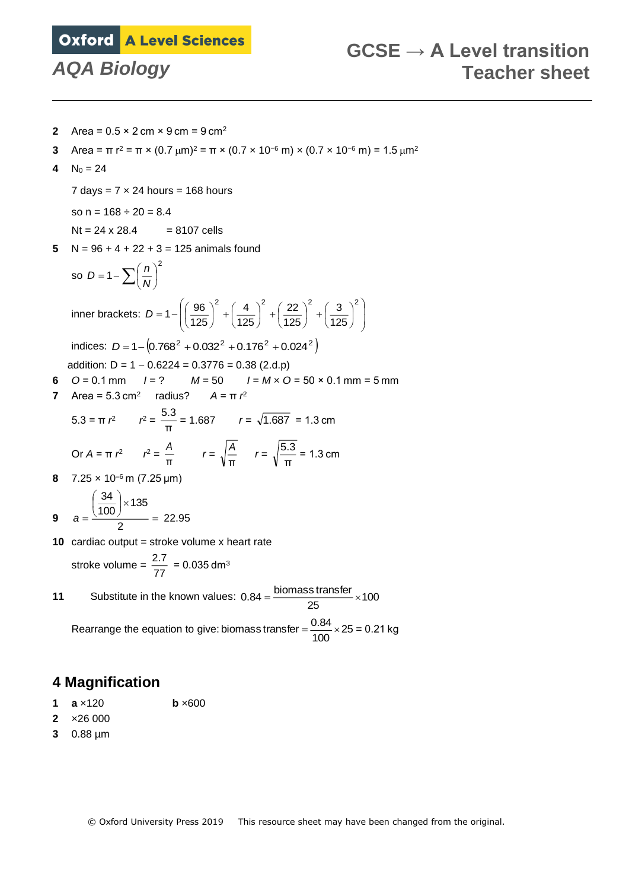2 Area = 0.5 × 2 cm × 9 cm = 9 $cm^2$

3 Area = $\pi r^2 = \pi \times (0.7\ \mu m)^2 = \pi \times (0.7 \times 10^{-6}\ m) \times (0.7 \times 10^{-6}\ m) = 1.5\ \mu m^2$

4 $N_0 = 24$

7 days = 7 × 24 hours = 168 hours

so n = 168 ÷ 20 = 8.4

$N_t = 24 \times 2^{8.4}$ = 8107 cells

5 N = 96 + 4 + 22 + 3 = 125 animals found

so $D = 1 - \sum\left(\frac{n}{N}\right)^2$

inner brackets: $D = 1 - \left(\left(\frac{96}{125}\right)^2 + \left(\frac{4}{125}\right)^2 + \left(\frac{22}{125}\right)^2 + \left(\frac{3}{125}\right)^2\right)$

indices: $D = 1 - \left(0.768^2 + 0.032^2 + 0.176^2 + 0.024^2\right)$

addition: D = 1 – 0.6224 = 0.3776 = 0.38 (2.d.p)

6 $O$ = 0.1 mm   $I$ = ?   $M$ = 50   $I = M \times O$ = 50 × 0.1 mm = 5 mm

7 Area = 5.3 $cm^2$   radius?   $A = \pi r^2$

$5.3 = \pi r^2$   $r^2 = \frac{5.3}{\pi} = 1.687$   $r = \sqrt{1.687} = 1.3$ cm

Or $A = \pi r^2$   $r^2 = \frac{A}{\pi}$   $r = \sqrt{\frac{A}{\pi}}$   $r = \sqrt{\frac{5.3}{\pi}} = 1.3$ cm

8 $7.25 \times 10^{-6}$ m (7.25 μm)

9 $a = \frac{\left(\frac{34}{100}\right) \times 135}{2} = 22.95$

10 cardiac output = stroke volume x heart rate

stroke volume = $\frac{2.7}{77}$ = 0.035 $dm^3$

11 Substitute in the known values: $0.84 = \frac{\text{biomass transfer}}{25} \times 100$

Rearrange the equation to give: biomass transfer $= \frac{0.84}{100} \times 25$ = 0.21 kg

## 4 Magnification

1 **a** ×120   **b** ×600

2 ×26 000

3 0.88 μm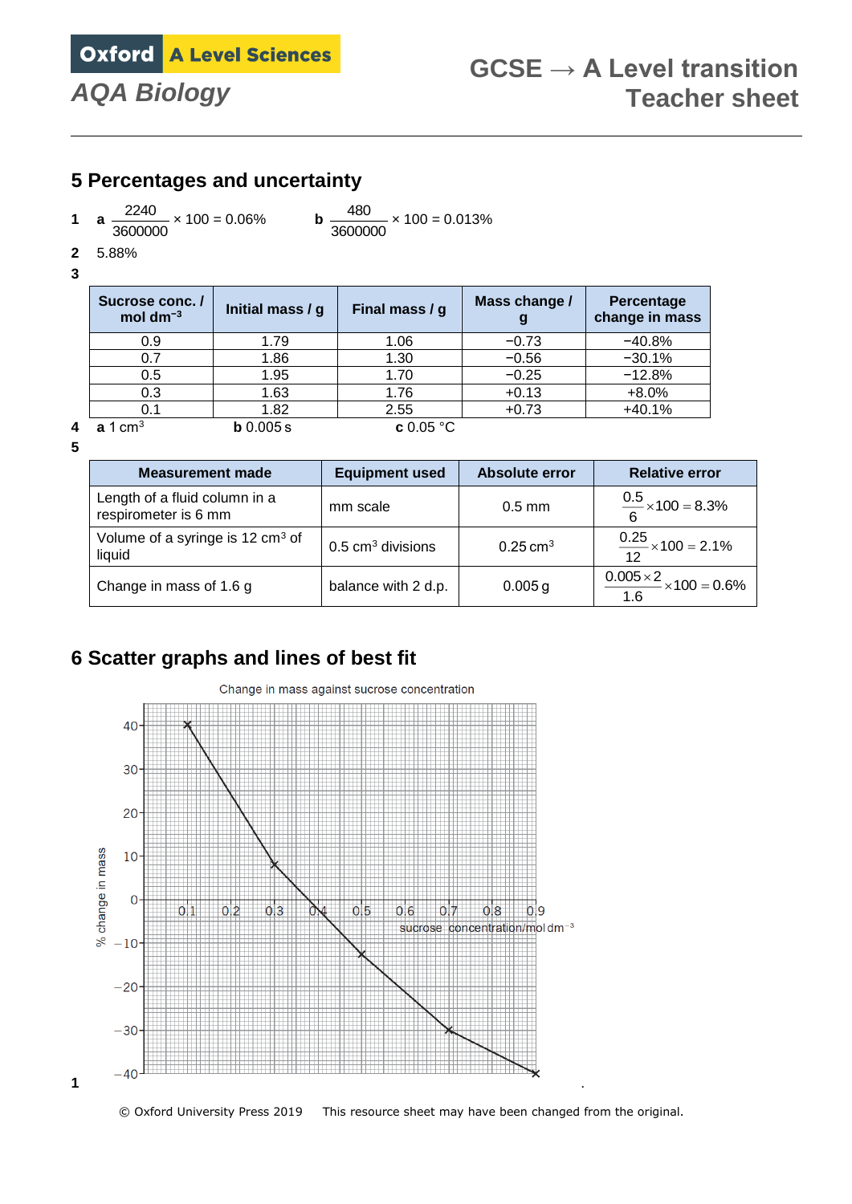## 5 Percentages and uncertainty

**1** **a** $\frac{2240}{3600000} \times 100 = 0.06\%$ **b** $\frac{480}{3600000} \times 100 = 0.013\%$

**2** 5.88%

**3**

| Sucrose conc. / mol dm$^{-3}$ | Initial mass / g | Final mass / g | Mass change / g | Percentage change in mass |
|---|---|---|---|---|
| 0.9 | 1.79 | 1.06 | −0.73 | −40.8% |
| 0.7 | 1.86 | 1.30 | −0.56 | −30.1% |
| 0.5 | 1.95 | 1.70 | −0.25 | −12.8% |
| 0.3 | 1.63 | 1.76 | +0.13 | +8.0% |
| 0.1 | 1.82 | 2.55 | +0.73 | +40.1% |

**4** **a** 1 cm$^3$ **b** 0.005 s **c** 0.05 °C

**5**

| Measurement made | Equipment used | Absolute error | Relative error |
|---|---|---|---|
| Length of a fluid column in a respirometer is 6 mm | mm scale | 0.5 mm | $\frac{0.5}{6} \times 100 = 8.3\%$ |
| Volume of a syringe is 12 cm$^3$ of liquid | 0.5 cm$^3$ divisions | 0.25 cm$^3$ | $\frac{0.25}{12} \times 100 = 2.1\%$ |
| Change in mass of 1.6 g | balance with 2 d.p. | 0.005 g | $\frac{0.005 \times 2}{1.6} \times 100 = 0.6\%$ |

## 6 Scatter graphs and lines of best fit

**1**

Change in mass against sucrose concentration

Axes: % change in mass (y, −40 to 40) against sucrose concentration/mol dm$^{-3}$ (x, 0.1 to 0.9). Points plotted: (0.1, 40), (0.3, 8), (0.5, −12.8), (0.7, −30), (0.9, −40.8), joined by straight lines.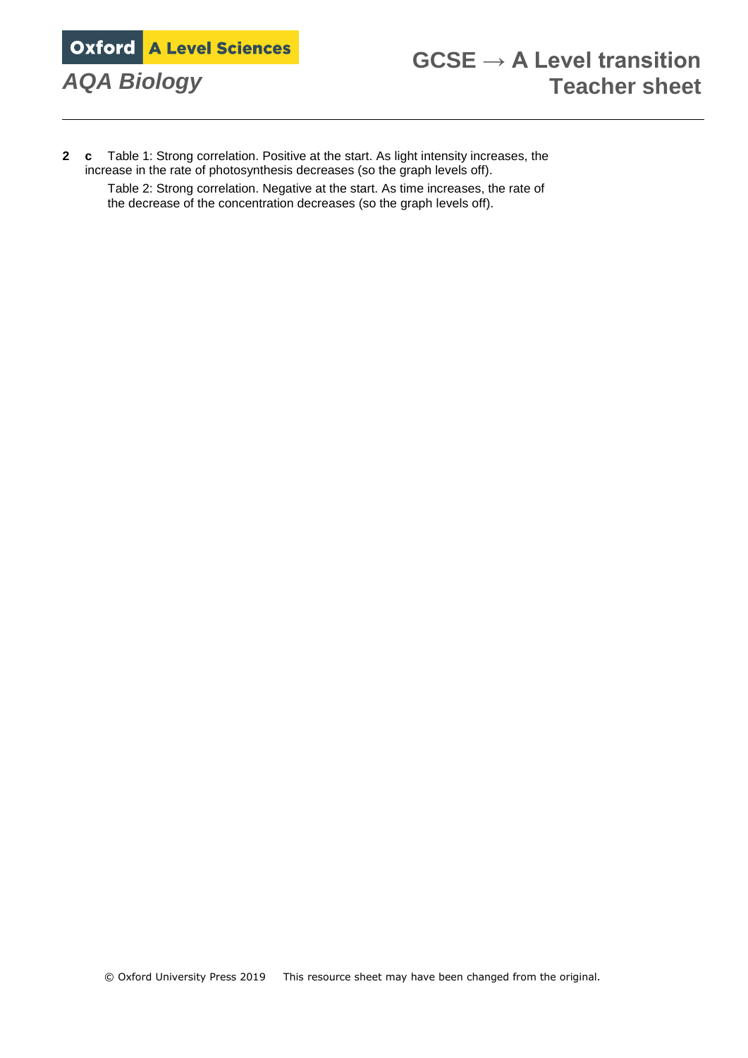**2 c** Table 1: Strong correlation. Positive at the start. As light intensity increases, the increase in the rate of photosynthesis decreases (so the graph levels off).

Table 2: Strong correlation. Negative at the start. As time increases, the rate of the decrease of the concentration decreases (so the graph levels off).